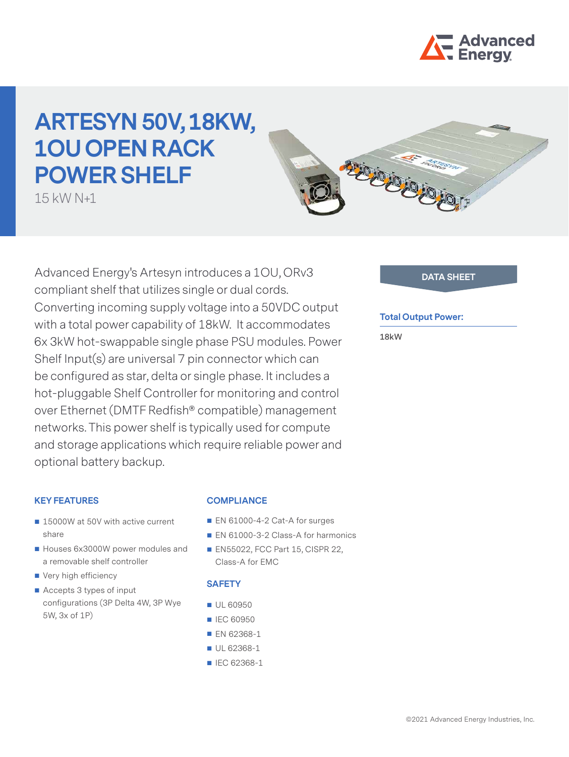# ARTESYN 50V, 18KW, 1OU OPEN RACK POWER SHELF

15 kW N+1

Advanced Energy's Artesyn introduces a 1OU, ORv3 compliant shelf that utilizes single or dual cords. Converting incoming supply voltage into a 50VDC output with a total power capability of 18kW. It accommodates 6x 3kW hot-swappable single phase PSU modules. Power Shelf Input(s) are universal 7 pin connector which can be configured as star, delta or single phase. It includes a hot-pluggable Shelf Controller for monitoring and control over Ethernet (DMTF Redfish® compatible) management networks. This power shelf is typically used for compute and storage applications which require reliable power and optional battery backup.

**DATA SHEET**

**Total Output Power:**

18kW

## KEY FEATURES

- 15000W at 50V with active current share
- Houses 6x3000W power modules and a removable shelf controller
- Very high efficiency
- Accepts 3 types of input configurations (3P Delta 4W, 3P Wye 5W, 3x of 1P)

## COMPLIANCE

- EN 61000-4-2 Cat-A for surges
- EN 61000-3-2 Class-A for harmonics
- EN55022, FCC Part 15, CISPR 22, Class-A for EMC

## SAFETY

- UL 60950
- IEC 60950
- EN 62368-1
- UL 62368-1
- IEC 62368-1

©2021 Advanced Energy Industries, Inc.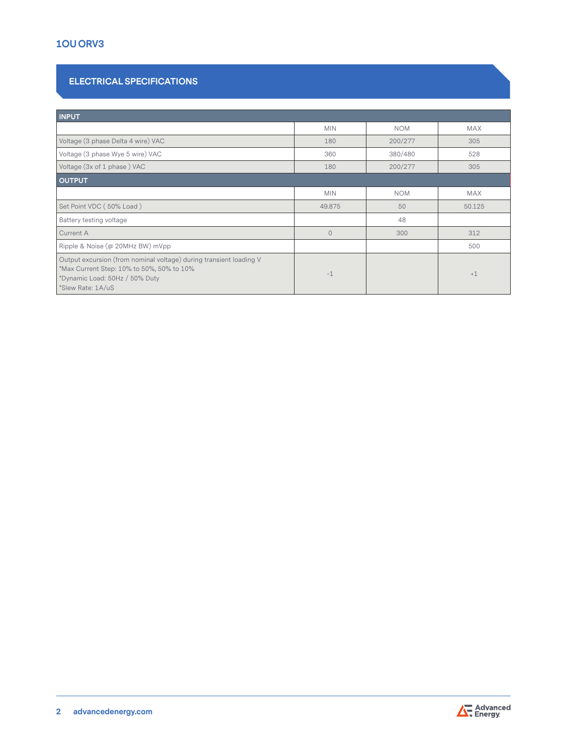# ELECTRICAL SPECIFICATIONS

| INPUT | | | |
|---|---|---|---|
| | MIN | NOM | MAX |
| Voltage (3 phase Delta 4 wire) VAC | 180 | 200/277 | 305 |
| Voltage (3 phase Wye 5 wire) VAC | 360 | 380/480 | 528 |
| Voltage (3x of 1 phase ) VAC | 180 | 200/277 | 305 |
| **OUTPUT** | | | |
| | MIN | NOM | MAX |
| Set Point VDC ( 50% Load ) | 49.875 | 50 | 50.125 |
| Battery testing voltage | | 48 | |
| Current A | 0 | 300 | 312 |
| Ripple & Noise (@ 20MHz BW) mVpp | | | 500 |
| Output excursion (from nominal voltage) during transient loading V<br>*Max Current Step: 10% to 50%, 50% to 10%<br>*Dynamic Load: 50Hz / 50% Duty<br>*Slew Rate: 1A/uS | -1 | | +1 |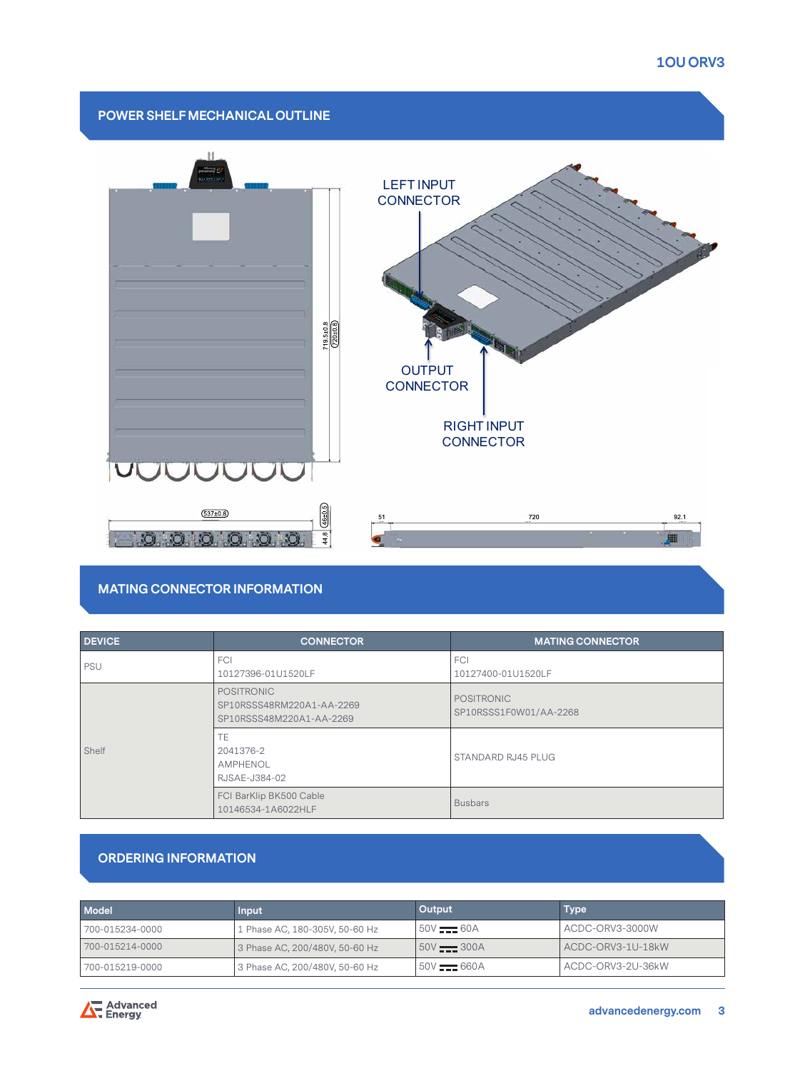## POWER SHELF MECHANICAL OUTLINE

LEFT INPUT CONNECTOR

OUTPUT CONNECTOR

RIGHT INPUT CONNECTOR

## MATING CONNECTOR INFORMATION

| DEVICE | CONNECTOR | MATING CONNECTOR |
|---|---|---|
| PSU | FCI<br>10127396-01U1520LF | FCI<br>10127400-01U1520LF |
| Shelf | POSITRONIC<br>SP10RSSS48RM220A1-AA-2269<br>SP10RSSS48M220A1-AA-2269 | POSITRONIC<br>SP10RSSS1F0W01/AA-2268 |
| | TE<br>2041376-2<br>AMPHENOL<br>RJSAE-J384-02 | STANDARD RJ45 PLUG |
| | FCI BarKlip BK500 Cable<br>10146534-1A6022HLF | Busbars |

## ORDERING INFORMATION

| Model | Input | Output | Type |
|---|---|---|---|
| 700-015234-0000 | 1 Phase AC, 180-305V, 50-60 Hz | 50V ⎓ 60A | ACDC-ORV3-3000W |
| 700-015214-0000 | 3 Phase AC, 200/480V, 50-60 Hz | 50V ⎓ 300A | ACDC-ORV3-1U-18kW |
| 700-015219-0000 | 3 Phase AC, 200/480V, 50-60 Hz | 50V ⎓ 660A | ACDC-ORV3-2U-36kW |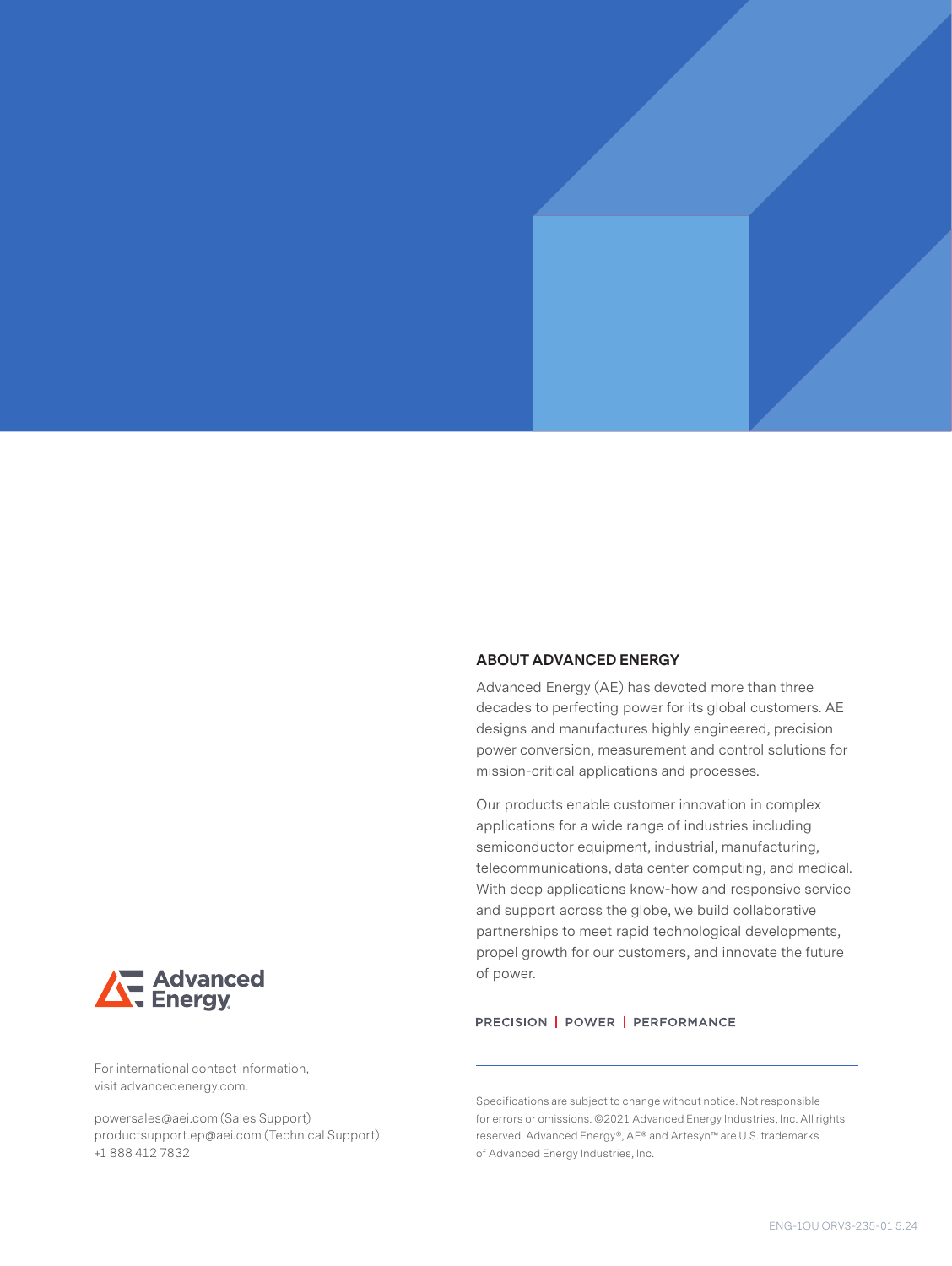## ABOUT ADVANCED ENERGY

Advanced Energy (AE) has devoted more than three decades to perfecting power for its global customers. AE designs and manufactures highly engineered, precision power conversion, measurement and control solutions for mission-critical applications and processes.

Our products enable customer innovation in complex applications for a wide range of industries including semiconductor equipment, industrial, manufacturing, telecommunications, data center computing, and medical. With deep applications know-how and responsive service and support across the globe, we build collaborative partnerships to meet rapid technological developments, propel growth for our customers, and innovate the future of power.

PRECISION | POWER | PERFORMANCE

Advanced Energy

For international contact information, visit advancedenergy.com.

powersales@aei.com (Sales Support)
productsupport.ep@aei.com (Technical Support)
+1 888 412 7832

Specifications are subject to change without notice. Not responsible for errors or omissions. ©2021 Advanced Energy Industries, Inc. All rights reserved. Advanced Energy®, AE® and Artesyn™ are U.S. trademarks of Advanced Energy Industries, Inc.

ENG-1OU ORV3-235-01 5.24